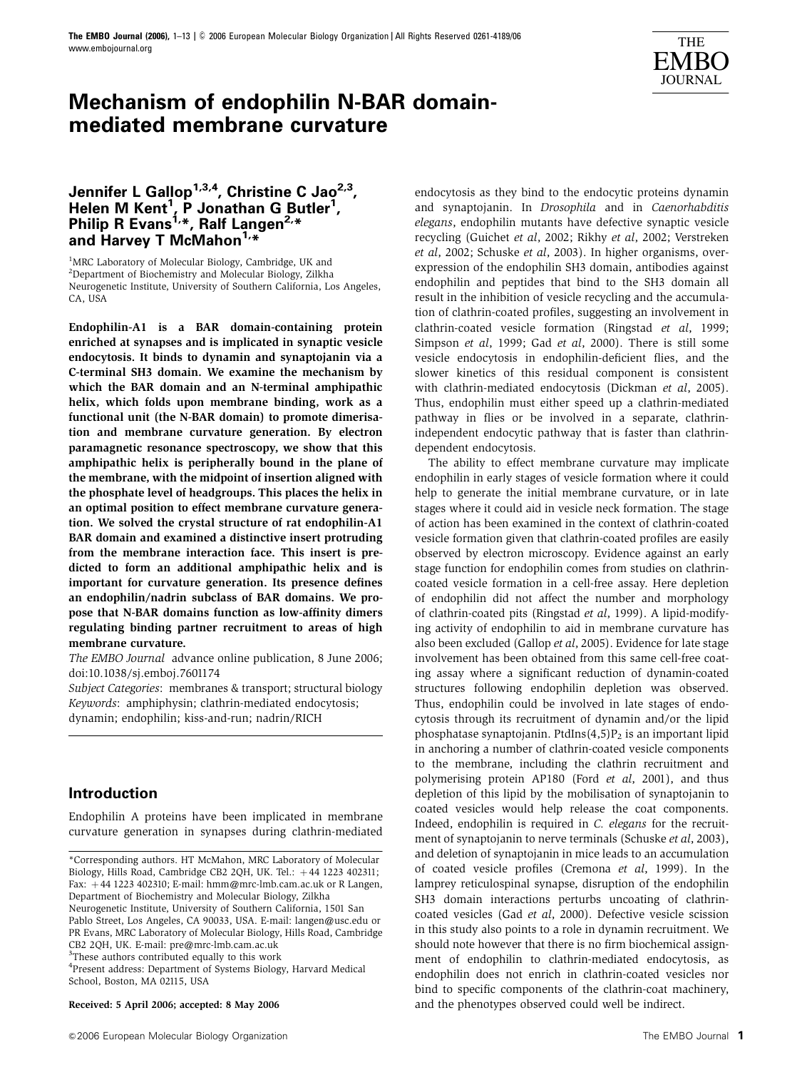# Mechanism of endophilin N-BAR domain-mediated membrane curvature

## Jennifer L Gallop[1,3,4], Christine C Jao[2,3], Helen M Kent[1], P Jonathan G Butler[1], Philip R Evans[1,*], Ralf Langen[2,*] and Harvey T McMahon[1,*]

[1]MRC Laboratory of Molecular Biology, Cambridge, UK and [2]Department of Biochemistry and Molecular Biology, Zilkha Neurogenetic Institute, University of Southern California, Los Angeles, CA, USA

**Endophilin-A1 is a BAR domain-containing protein enriched at synapses and is implicated in synaptic vesicle endocytosis. It binds to dynamin and synaptojanin via a C-terminal SH3 domain. We examine the mechanism by which the BAR domain and an N-terminal amphipathic helix, which folds upon membrane binding, work as a functional unit (the N-BAR domain) to promote dimerisation and membrane curvature generation. By electron paramagnetic resonance spectroscopy, we show that this amphipathic helix is peripherally bound in the plane of the membrane, with the midpoint of insertion aligned with the phosphate level of headgroups. This places the helix in an optimal position to effect membrane curvature generation. We solved the crystal structure of rat endophilin-A1 BAR domain and examined a distinctive insert protruding from the membrane interaction face. This insert is predicted to form an additional amphipathic helix and is important for curvature generation. Its presence defines an endophilin/nadrin subclass of BAR domains. We propose that N-BAR domains function as low-affinity dimers regulating binding partner recruitment to areas of high membrane curvature.**

*The EMBO Journal* advance online publication, 8 June 2006; doi:10.1038/sj.emboj.7601174

*Subject Categories*: membranes & transport; structural biology

*Keywords*: amphiphysin; clathrin-mediated endocytosis; dynamin; endophilin; kiss-and-run; nadrin/RICH

## Introduction

Endophilin A proteins have been implicated in membrane curvature generation in synapses during clathrin-mediated endocytosis as they bind to the endocytic proteins dynamin and synaptojanin. In *Drosophila* and in *Caenorhabditis elegans*, endophilin mutants have defective synaptic vesicle recycling (Guichet *et al*, 2002; Rikhy *et al*, 2002; Verstreken *et al*, 2002; Schuske *et al*, 2003). In higher organisms, overexpression of the endophilin SH3 domain, antibodies against endophilin and peptides that bind to the SH3 domain all result in the inhibition of vesicle recycling and the accumulation of clathrin-coated profiles, suggesting an involvement in clathrin-coated vesicle formation (Ringstad *et al*, 1999; Simpson *et al*, 1999; Gad *et al*, 2000). There is still some vesicle endocytosis in endophilin-deficient flies, and the slower kinetics of this residual component is consistent with clathrin-mediated endocytosis (Dickman *et al*, 2005). Thus, endophilin must either speed up a clathrin-mediated pathway in flies or be involved in a separate, clathrin-independent endocytic pathway that is faster than clathrin-dependent endocytosis.

The ability to effect membrane curvature may implicate endophilin in early stages of vesicle formation where it could help to generate the initial membrane curvature, or in late stages where it could aid in vesicle neck formation. The stage of action has been examined in the context of clathrin-coated vesicle formation given that clathrin-coated profiles are easily observed by electron microscopy. Evidence against an early stage function for endophilin comes from studies on clathrin-coated vesicle formation in a cell-free assay. Here depletion of endophilin did not affect the number and morphology of clathrin-coated pits (Ringstad *et al*, 1999). A lipid-modifying activity of endophilin to aid in membrane curvature has also been excluded (Gallop *et al*, 2005). Evidence for late stage involvement has been obtained from this same cell-free coating assay where a significant reduction of dynamin-coated structures following endophilin depletion was observed. Thus, endophilin could be involved in late stages of endocytosis through its recruitment of dynamin and/or the lipid phosphatase synaptojanin. PtdIns(4,5)$P_2$ is an important lipid in anchoring a number of clathrin-coated vesicle components to the membrane, including the clathrin recruitment and polymerising protein AP180 (Ford *et al*, 2001), and thus depletion of this lipid by the mobilisation of synaptojanin to coated vesicles would help release the coat components. Indeed, endophilin is required in *C. elegans* for the recruitment of synaptojanin to nerve terminals (Schuske *et al*, 2003), and deletion of synaptojanin in mice leads to an accumulation of coated vesicle profiles (Cremona *et al*, 1999). In the lamprey reticulospinal synapse, disruption of the endophilin SH3 domain interactions perturbs uncoating of clathrin-coated vesicles (Gad *et al*, 2000). Defective vesicle scission in this study also points to a role in dynamin recruitment. We should note however that there is no firm biochemical assignment of endophilin to clathrin-mediated endocytosis, as endophilin does not enrich in clathrin-coated vesicles nor bind to specific components of the clathrin-coat machinery, and the phenotypes observed could well be indirect.

---

*Corresponding authors. HT McMahon, MRC Laboratory of Molecular Biology, Hills Road, Cambridge CB2 2QH, UK. Tel.: +44 1223 402311; Fax: +44 1223 402310; E-mail: hmm@mrc-lmb.cam.ac.uk or R Langen, Department of Biochemistry and Molecular Biology, Zilkha Neurogenetic Institute, University of Southern California, 1501 San Pablo Street, Los Angeles, CA 90033, USA. E-mail: langen@usc.edu or PR Evans, MRC Laboratory of Molecular Biology, Hills Road, Cambridge CB2 2QH, UK. E-mail: pre@mrc-lmb.cam.ac.uk

[3]These authors contributed equally to this work

[4]Present address: Department of Systems Biology, Harvard Medical School, Boston, MA 02115, USA

Received: 5 April 2006; accepted: 8 May 2006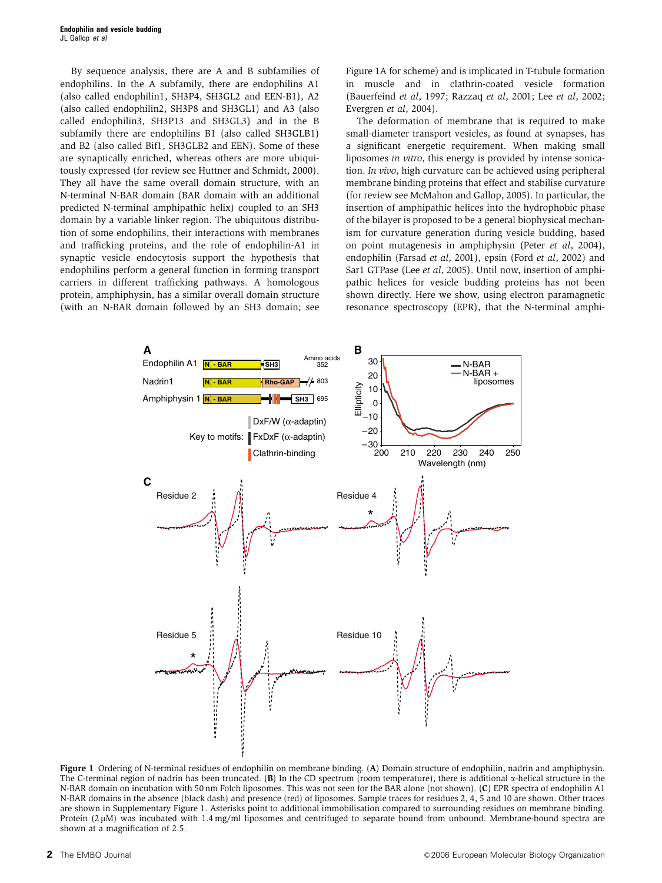By sequence analysis, there are A and B subfamilies of endophilins. In the A subfamily, there are endophilins A1 (also called endophilin1, SH3P4, SH3GL2 and EEN-B1), A2 (also called endophilin2, SH3P8 and SH3GL1) and A3 (also called endophilin3, SH3P13 and SH3GL3) and in the B subfamily there are endophilins B1 (also called SH3GLB1) and B2 (also called Bif1, SH3GLB2 and EEN). Some of these are synaptically enriched, whereas others are more ubiquitously expressed (for review see Huttner and Schmidt, 2000). They all have the same overall domain structure, with an N-terminal N-BAR domain (BAR domain with an additional predicted N-terminal amphipathic helix) coupled to an SH3 domain by a variable linker region. The ubiquitous distribution of some endophilins, their interactions with membranes and trafficking proteins, and the role of endophilin-A1 in synaptic vesicle endocytosis support the hypothesis that endophilins perform a general function in forming transport carriers in different trafficking pathways. A homologous protein, amphiphysin, has a similar overall domain structure (with an N-BAR domain followed by an SH3 domain; see Figure 1A for scheme) and is implicated in T-tubule formation in muscle and in clathrin-coated vesicle formation (Bauerfeind *et al*, 1997; Razzaq *et al*, 2001; Lee *et al*, 2002; Evergren *et al*, 2004).

The deformation of membrane that is required to make small-diameter transport vesicles, as found at synapses, has a significant energetic requirement. When making small liposomes *in vitro*, this energy is provided by intense sonication. *In vivo*, high curvature can be achieved using peripheral membrane binding proteins that effect and stabilise curvature (for review see McMahon and Gallop, 2005). In particular, the insertion of amphipathic helices into the hydrophobic phase of the bilayer is proposed to be a general biophysical mechanism for curvature generation during vesicle budding, based on point mutagenesis in amphiphysin (Peter *et al*, 2004), endophilin (Farsad *et al*, 2001), epsin (Ford *et al*, 2002) and Sar1 GTPase (Lee *et al*, 2005). Until now, insertion of amphipathic helices for vesicle budding proteins has not been shown directly. Here we show, using electron paramagnetic resonance spectroscopy (EPR), that the N-terminal amphi-

**Figure 1** Ordering of N-terminal residues of endophilin on membrane binding. (**A**) Domain structure of endophilin, nadrin and amphiphysin. The C-terminal region of nadrin has been truncated. (**B**) In the CD spectrum (room temperature), there is additional α-helical structure in the N-BAR domain on incubation with 50 nm Folch liposomes. This was not seen for the BAR alone (not shown). (**C**) EPR spectra of endophilin A1 N-BAR domains in the absence (black dash) and presence (red) of liposomes. Sample traces for residues 2, 4, 5 and 10 are shown. Other traces are shown in Supplementary Figure 1. Asterisks point to additional immobilisation compared to surrounding residues on membrane binding. Protein (2 μM) was incubated with 1.4 mg/ml liposomes and centrifuged to separate bound from unbound. Membrane-bound spectra are shown at a magnification of 2.5.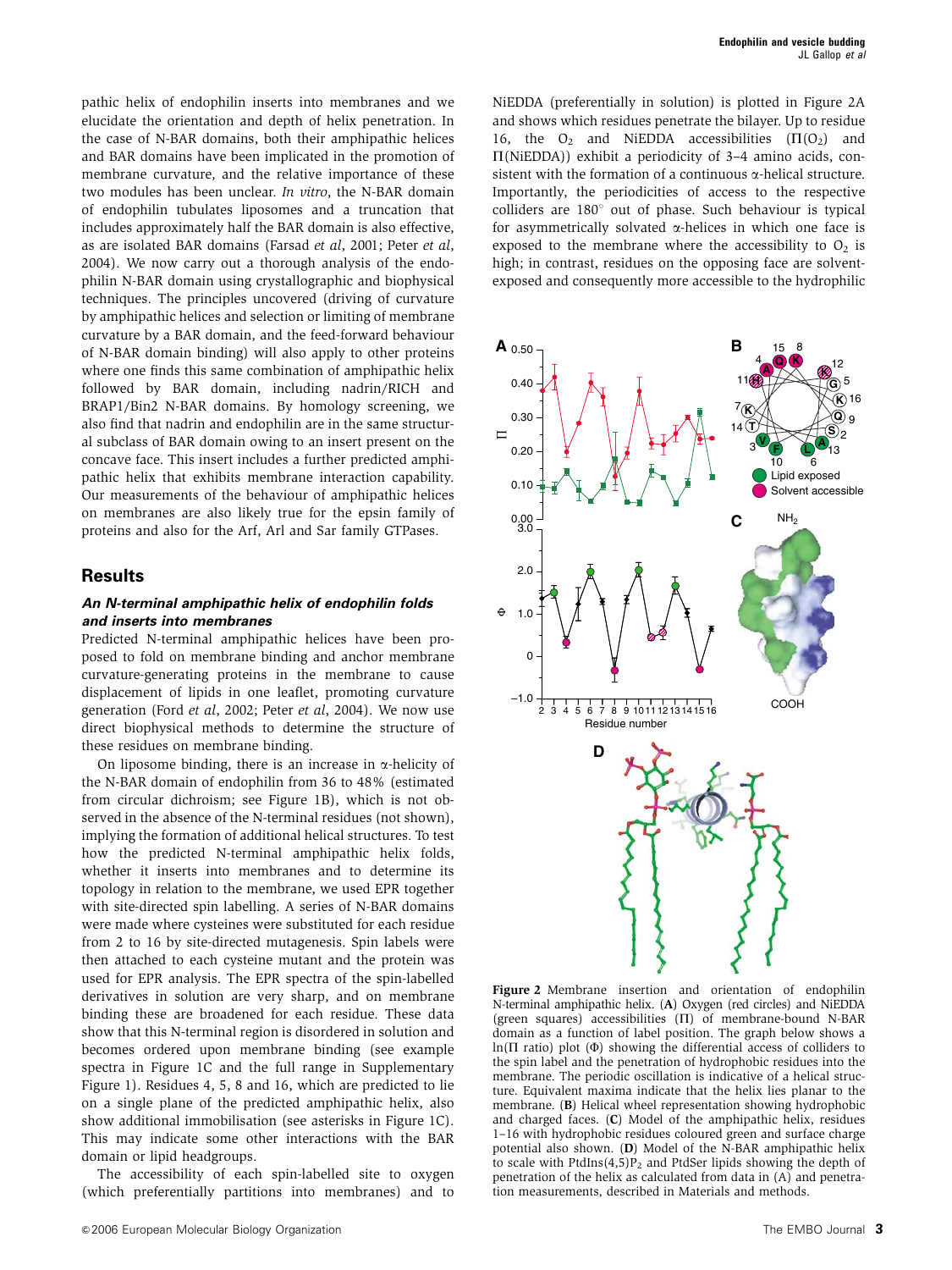pathic helix of endophilin inserts into membranes and we elucidate the orientation and depth of helix penetration. In the case of N-BAR domains, both their amphipathic helices and BAR domains have been implicated in the promotion of membrane curvature, and the relative importance of these two modules has been unclear. *In vitro*, the N-BAR domain of endophilin tubulates liposomes and a truncation that includes approximately half the BAR domain is also effective, as are isolated BAR domains (Farsad *et al*, 2001; Peter *et al*, 2004). We now carry out a thorough analysis of the endophilin N-BAR domain using crystallographic and biophysical techniques. The principles uncovered (driving of curvature by amphipathic helices, and selection or limiting of membrane curvature by a BAR domain, and the feed-forward behaviour of N-BAR domain binding) will also apply to other proteins where one finds this same combination of amphipathic helix followed by BAR domain, including nadrin/RICH and BRAP1/Bin2 N-BAR domains. By homology screening, we also find that nadrin and endophilin are in the same structural subclass of BAR domain owing to an insert present on the concave face. This insert includes a further predicted amphipathic helix that exhibits membrane interaction capability. Our measurements of the behaviour of amphipathic helices on membranes are also likely true for the epsin family of proteins and also for the Arf, Arl and Sar family GTPases.

## Results

### *An N-terminal amphipathic helix of endophilin folds and inserts into membranes*

Predicted N-terminal amphipathic helices have been proposed to fold on membrane binding and anchor membrane curvature-generating proteins in the membrane to cause displacement of lipids in one leaflet, promoting curvature generation (Ford *et al*, 2002; Peter *et al*, 2004). We now use direct biophysical methods to determine the structure of these residues on membrane binding.

On liposome binding, there is an increase in α-helicity of the N-BAR domain of endophilin from 36 to 48% (estimated from circular dichroism; see Figure 1B), which is not observed in the absence of the N-terminal residues (not shown), implying the formation of additional helical structures. To test how the predicted N-terminal amphipathic helix folds, whether it inserts into membranes and to determine its topology in relation to the membrane, we used EPR together with site-directed spin labelling. A series of N-BAR domains were made where cysteines were substituted for each residue from 2 to 16 by site-directed mutagenesis. Spin labels were then attached to each cysteine mutant and the protein was used for EPR analysis. The EPR spectra of the spin-labelled derivatives in solution are very sharp, and on membrane binding these are broadened for each residue. These data show that this N-terminal region is disordered in solution and becomes ordered upon membrane binding (see example spectra in Figure 1C and the full range in Supplementary Figure 1). Residues 4, 5, 8 and 16, which are predicted to lie on a single plane of the predicted amphipathic helix, also show additional immobilisation (see asterisks in Figure 1C). This may indicate some other interactions with the BAR domain or lipid headgroups.

The accessibility of each spin-labelled site to oxygen (which preferentially partitions into membranes) and to NiEDDA (preferentially in solution) is plotted in Figure 2A and shows which residues penetrate the bilayer. Up to residue 16, the $O_2$ and NiEDDA accessibilities ($\Pi(O_2)$ and $\Pi$(NiEDDA)) exhibit a periodicity of 3–4 amino acids, consistent with the formation of a continuous α-helical structure. Importantly, the periodicities of access to the respective colliders are 180° out of phase. Such behaviour is typical for asymmetrically solvated α-helices in which one face is exposed to the membrane where the accessibility to $O_2$ is high; in contrast, residues on the opposing face are solvent-exposed and consequently more accessible to the hydrophilic

**Figure 2** Membrane insertion and orientation of endophilin N-terminal amphipathic helix. (**A**) Oxygen (red circles) and NiEDDA (green squares) accessibilities ($\Pi$) of membrane-bound N-BAR domain as a function of label position. The graph below shows a ln($\Pi$ ratio) plot ($\Phi$) showing the differential access of colliders to the spin label and the penetration of hydrophobic residues into the membrane. The periodic oscillation is indicative of a helical structure. Equivalent maxima indicate that the helix lies planar to the membrane. (**B**) Helical wheel representation showing hydrophobic and charged faces. (**C**) Model of the amphipathic helix, residues 1–16 with hydrophobic residues coloured green and surface charge potential also shown. (**D**) Model of the N-BAR amphipathic helix to scale with PtdIns(4,5)$P_2$ and PtdSer lipids showing the depth of penetration of the helix as calculated from data in (A) and penetration measurements, described in Materials and methods.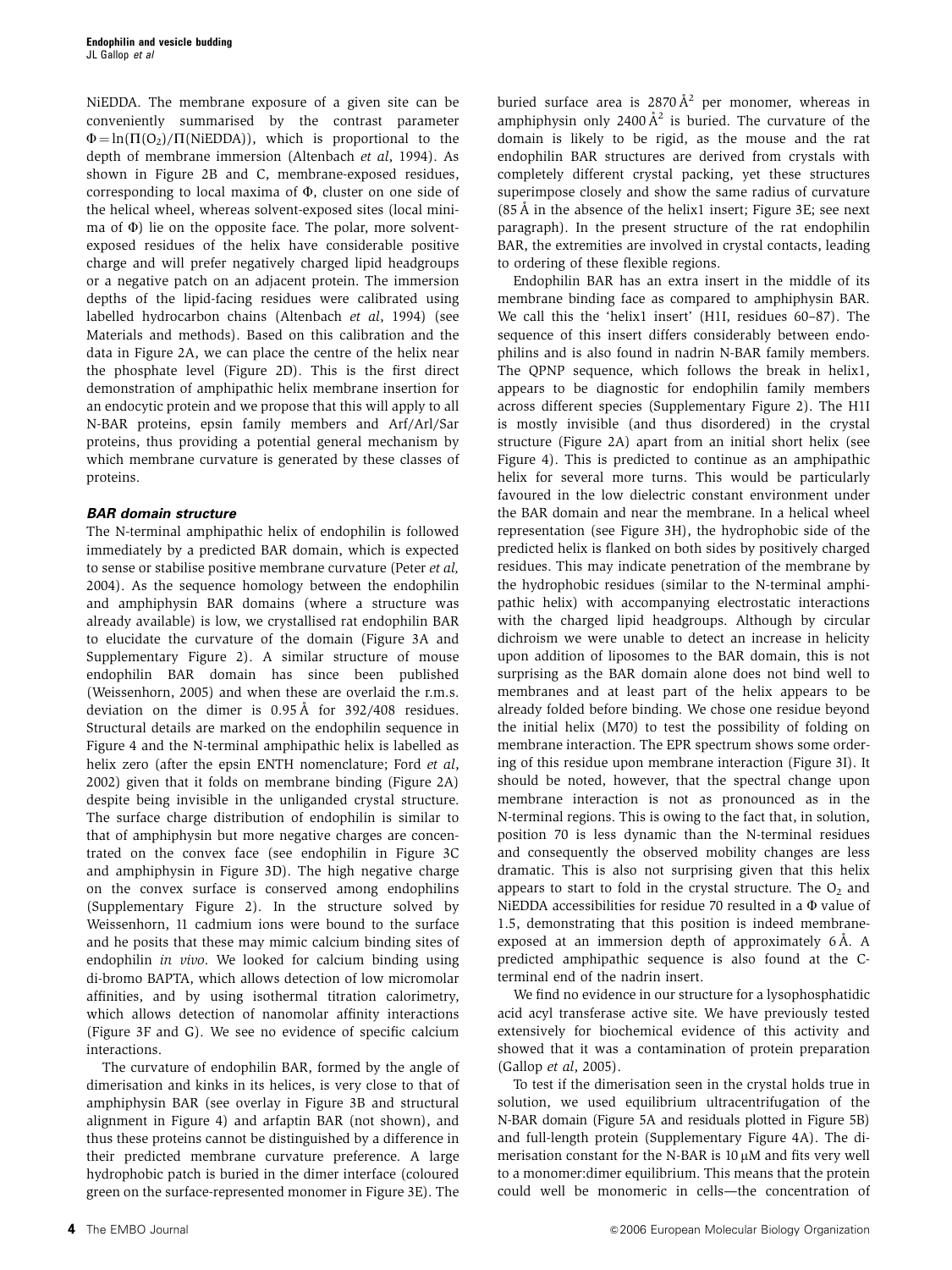NiEDDA. The membrane exposure of a given site can be conveniently summarised by the contrast parameter $\Phi = \ln(\Pi(O_2)/\Pi(\text{NiEDDA}))$, which is proportional to the depth of membrane immersion (Altenbach *et al*, 1994). As shown in Figure 2B and C, membrane-exposed residues, corresponding to local maxima of $\Phi$, cluster on one side of the helical wheel, whereas solvent-exposed sites (local minima of $\Phi$) lie on the opposite face. The polar, more solvent-exposed residues of the helix have considerable positive charge and will prefer negatively charged lipid headgroups or a negative patch on an adjacent protein. The immersion depths of the lipid-facing residues were calibrated using labelled hydrocarbon chains (Altenbach *et al*, 1994) (see Materials and methods). Based on this calibration and the data in Figure 2A, we can place the centre of the helix near the phosphate level (Figure 2D). This is the first direct demonstration of amphipathic helix membrane insertion for an endocytic protein and we propose that this will apply to all N-BAR proteins, epsin family members and Arf/Arl/Sar proteins, thus providing a potential general mechanism by which membrane curvature is generated by these classes of proteins.

### BAR domain structure

The N-terminal amphipathic helix of endophilin is followed immediately by a predicted BAR domain, which is expected to sense or stabilise positive membrane curvature (Peter *et al*, 2004). As the sequence homology between the endophilin and amphiphysin BAR domains (where a structure was already available) is low, we crystallised rat endophilin BAR to elucidate the curvature of the domain (Figure 3A and Supplementary Figure 2). A similar structure of mouse endophilin BAR domain has since been published (Weissenhorn, 2005) and when these are overlaid the r.m.s. deviation on the dimer is 0.95 Å for 392/408 residues. Structural details are marked on the endophilin sequence in Figure 4 and the N-terminal amphipathic helix is labelled as helix zero (after the epsin ENTH nomenclature; Ford *et al*, 2002) given that it folds on membrane binding (Figure 2A) despite being invisible in the unliganded crystal structure. The surface charge distribution of endophilin is similar to that of amphiphysin but more negative charges are concentrated on the convex face (see endophilin in Figure 3C and amphiphysin in Figure 3D). The high negative charge on the convex surface is conserved among endophilins (Supplementary Figure 2). In the structure solved by Weissenhorn, 11 cadmium ions were bound to the surface and he posits that these may mimic calcium binding sites of endophilin *in vivo*. We looked for calcium binding using di-bromo BAPTA, which allows detection of low micromolar affinities, and by using isothermal titration calorimetry, which allows detection of nanomolar affinity interactions (Figure 3F and G). We see no evidence of specific calcium interactions.

The curvature of endophilin BAR, formed by the angle of dimerisation and kinks in its helices, is very close to that of amphiphysin BAR (see overlay in Figure 3B and structural alignment in Figure 4) and arfaptin BAR (not shown), and thus these proteins cannot be distinguished by a difference in their predicted membrane curvature preference. A large hydrophobic patch is buried in the dimer interface (coloured green on the surface-represented monomer in Figure 3E). The buried surface area is 2870 $\text{Å}^2$ per monomer, whereas in amphiphysin only 2400 $\text{Å}^2$ is buried. The curvature of the domain is likely to be rigid, as the mouse and the rat endophilin BAR structures are derived from crystals with completely different crystal packing, yet these structures superimpose closely and show the same radius of curvature (85 Å in the absence of the helix1 insert; Figure 3E; see next paragraph). In the present structure of the rat endophilin BAR, the extremities are involved in crystal contacts, leading to ordering of these flexible regions.

Endophilin BAR has an extra insert in the middle of its membrane binding face as compared to amphiphysin BAR. We call this the 'helix1 insert' (H1I, residues 60–87). The sequence of this insert differs considerably between endophilins and is also found in nadrin N-BAR family members. The QPNP sequence, which follows the break in helix1, appears to be diagnostic for endophilin family members across different species (Supplementary Figure 2). The H1I is mostly invisible (and thus disordered) in the crystal structure (Figure 2A) apart from an initial short helix (see Figure 4). This is predicted to continue as an amphipathic helix for several more turns. This would be particularly favoured in the low dielectric constant environment under the BAR domain and near the membrane. In a helical wheel representation (see Figure 3H), the hydrophobic side of the predicted helix is flanked on both sides by positively charged residues. This may indicate penetration of the membrane by the hydrophobic residues (similar to the N-terminal amphipathic helix) with accompanying electrostatic interactions with the charged lipid headgroups. Although by circular dichroism we were unable to detect an increase in helicity upon addition of liposomes to the BAR domain, this is not surprising as the BAR domain alone does not bind well to membranes and at least part of the helix appears to be already folded before binding. We chose one residue beyond the initial helix (M70) to test the possibility of folding on membrane interaction. The EPR spectrum shows some ordering of this residue upon membrane interaction (Figure 3I). It should be noted, however, that the spectral change upon membrane interaction is not as pronounced as in the N-terminal regions. This is owing to the fact that, in solution, position 70 is less dynamic than the N-terminal residues and consequently the observed mobility changes are less dramatic. This is also not surprising given that this helix appears to start to fold in the crystal structure. The $O_2$ and NiEDDA accessibilities for residue 70 resulted in a $\Phi$ value of 1.5, demonstrating that this position is indeed membrane-exposed at an immersion depth of approximately 6 Å. A predicted amphipathic sequence is also found at the C-terminal end of the nadrin insert.

We find no evidence in our structure for a lysophosphatidic acid acyl transferase active site. We have previously tested extensively for biochemical evidence of this activity and showed that it was a contamination of protein preparation (Gallop *et al*, 2005).

To test if the dimerisation seen in the crystal holds true in solution, we used equilibrium ultracentrifugation of the N-BAR domain (Figure 5A and residuals plotted in Figure 5B) and full-length protein (Supplementary Figure 4A). The dimerisation constant for the N-BAR is 10 μM and fits very well to a monomer:dimer equilibrium. This means that the protein could well be monomeric in cells—the concentration of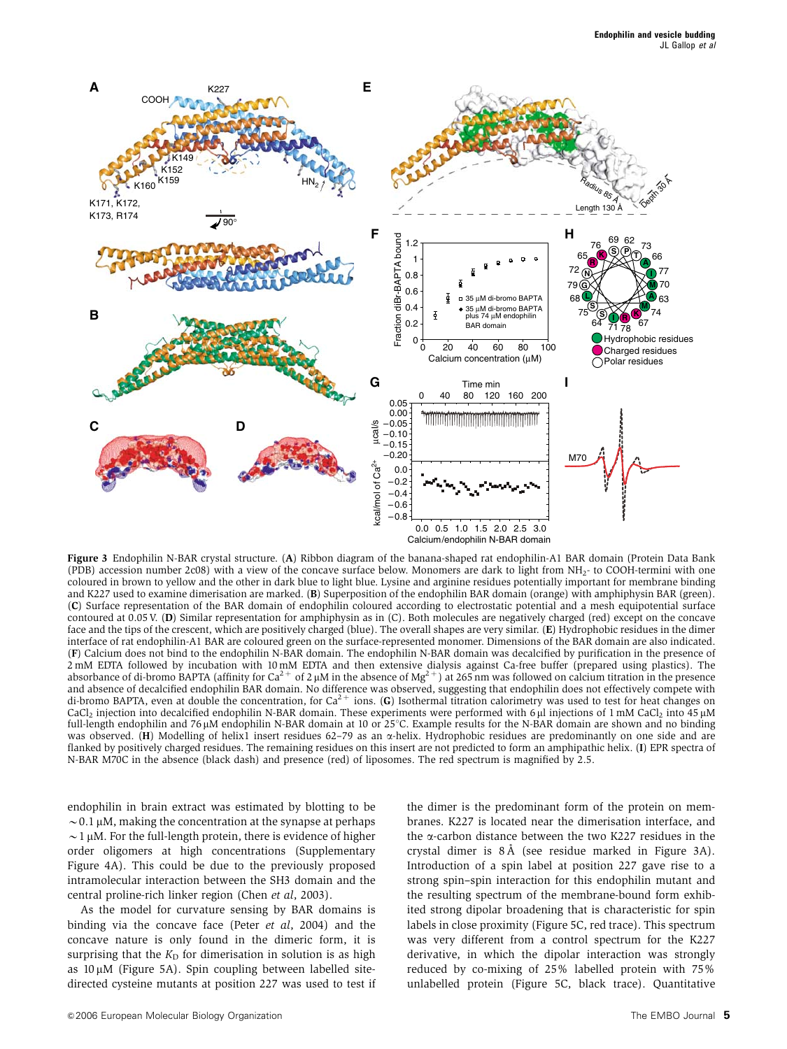**Figure 3** Endophilin N-BAR crystal structure. (**A**) Ribbon diagram of the banana-shaped rat endophilin-A1 BAR domain (Protein Data Bank (PDB) accession number 2c08) with a view of the concave surface below. Monomers are dark to light from $NH_2$- to COOH-termini with one coloured in brown to yellow and the other in dark blue to light blue. Lysine and arginine residues potentially important for membrane binding and K227 used to examine dimerisation are marked. (**B**) Superposition of the endophilin BAR domain (orange) with amphiphysin BAR (green). (**C**) Surface representation of the BAR domain of endophilin coloured according to electrostatic potential and a mesh equipotential surface contoured at 0.05 V. (**D**) Similar representation for amphiphysin as in (C). Both molecules are negatively charged (red) except on the concave face and the tips of the crescent, which are positively charged (blue). The overall shapes are very similar. (**E**) Hydrophobic residues in the dimer interface of rat endophilin-A1 BAR are coloured green on the surface-represented monomer. Dimensions of the BAR domain are also indicated. (**F**) Calcium does not bind to the endophilin N-BAR domain. The endophilin N-BAR domain was decalcified by purification in the presence of 2 mM EDTA followed by incubation with 10 mM EDTA and then extensive dialysis against Ca-free buffer (prepared using plastics). The absorbance of di-bromo BAPTA (affinity for $Ca^{2+}$ of 2 μM in the absence of $Mg^{2+}$) at 265 nm was followed on calcium titration in the presence and absence of decalcified endophilin BAR domain. No difference was observed, suggesting that endophilin does not effectively compete with di-bromo BAPTA, even at double the concentration, for $Ca^{2+}$ ions. (**G**) Isothermal titration calorimetry was used to test for heat changes on $CaCl_2$ injection into decalcified endophilin N-BAR domain. These experiments were performed with 6 μl injections of 1 mM $CaCl_2$ into 45 μM full-length endophilin and 76 μM endophilin N-BAR domain at 10 or 25°C. Example results for the N-BAR domain are shown and no binding was observed. (**H**) Modelling of helix1 insert residues 62–79 as an α-helix. Hydrophobic residues are predominantly on one side and are flanked by positively charged residues. The remaining residues on this insert are not predicted to form an amphipathic helix. (**I**) EPR spectra of N-BAR M70C in the absence (black dash) and presence (red) of liposomes. The red spectrum is magnified by 2.5.

endophilin in brain extract was estimated by blotting to be ~0.1 μM, making the concentration at the synapse at perhaps ~1 μM. For the full-length protein, there is evidence of higher order oligomers at high concentrations (Supplementary Figure 4A). This could be due to the previously proposed intramolecular interaction between the SH3 domain and the central proline-rich linker region (Chen *et al*, 2003).

As the model for curvature sensing by BAR domains is binding via the concave face (Peter *et al*, 2004) and the concave nature is only found in the dimeric form, it is surprising that the $K_D$ for dimerisation in solution is as high as 10 μM (Figure 5A). Spin coupling between labelled site-directed cysteine mutants at position 227 was used to test if the dimer is the predominant form of the protein on membranes. K227 is located near the dimerisation interface, and the α-carbon distance between the two K227 residues in the crystal dimer is 8 Å (see residue marked in Figure 3A). Introduction of a spin label at position 227 gave rise to a strong spin–spin interaction for this endophilin mutant and the resulting spectrum of the membrane-bound form exhibited strong dipolar broadening that is characteristic for spin labels in close proximity (Figure 5C, red trace). This spectrum was very different from a control spectrum for the K227 derivative, in which the dipolar interaction was strongly reduced by co-mixing of 25% labelled protein with 75% unlabelled protein (Figure 5C, black trace). Quantitative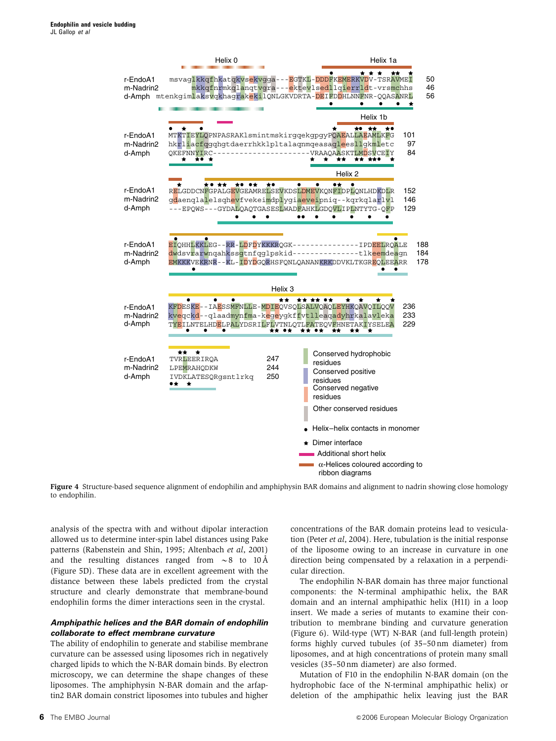**Figure 4** Structure-based sequence alignment of endophilin and amphiphysin BAR domains and alignment to nadrin showing close homology to endophilin.

analysis of the spectra with and without dipolar interaction allowed us to determine inter-spin label distances using Pake patterns (Rabenstein and Shin, 1995; Altenbach *et al*, 2001) and the resulting distances ranged from ∼8 to 10 Å (Figure 5D). These data are in excellent agreement with the distance between these labels predicted from the crystal structure and clearly demonstrate that membrane-bound endophilin forms the dimer interactions seen in the crystal.

### *Amphipathic helices and the BAR domain of endophilin collaborate to effect membrane curvature*

The ability of endophilin to generate and stabilise membrane curvature can be assessed using liposomes rich in negatively charged lipids to which the N-BAR domain binds. By electron microscopy, we can determine the shape changes of these liposomes. The amphiphysin N-BAR domain and the arfaptin2 BAR domain constrict liposomes into tubules and higher concentrations of the BAR domain proteins lead to vesiculation (Peter *et al*, 2004). Here, tubulation is the initial response of the liposome owing to an increase in curvature in one direction being compensated by a relaxation in a perpendicular direction.

The endophilin N-BAR domain has three major functional components: the N-terminal amphipathic helix, the BAR domain and an internal amphipathic helix (H1I) in a loop insert. We made a series of mutants to examine their contribution to membrane binding and curvature generation (Figure 6). Wild-type (WT) N-BAR (and full-length protein) forms highly curved tubules (of 35–50 nm diameter) from liposomes, and at high concentrations of protein many small vesicles (35–50 nm diameter) are also formed.

Mutation of F10 in the endophilin N-BAR domain (on the hydrophobic face of the N-terminal amphipathic helix) or deletion of the amphipathic helix leaving just the BAR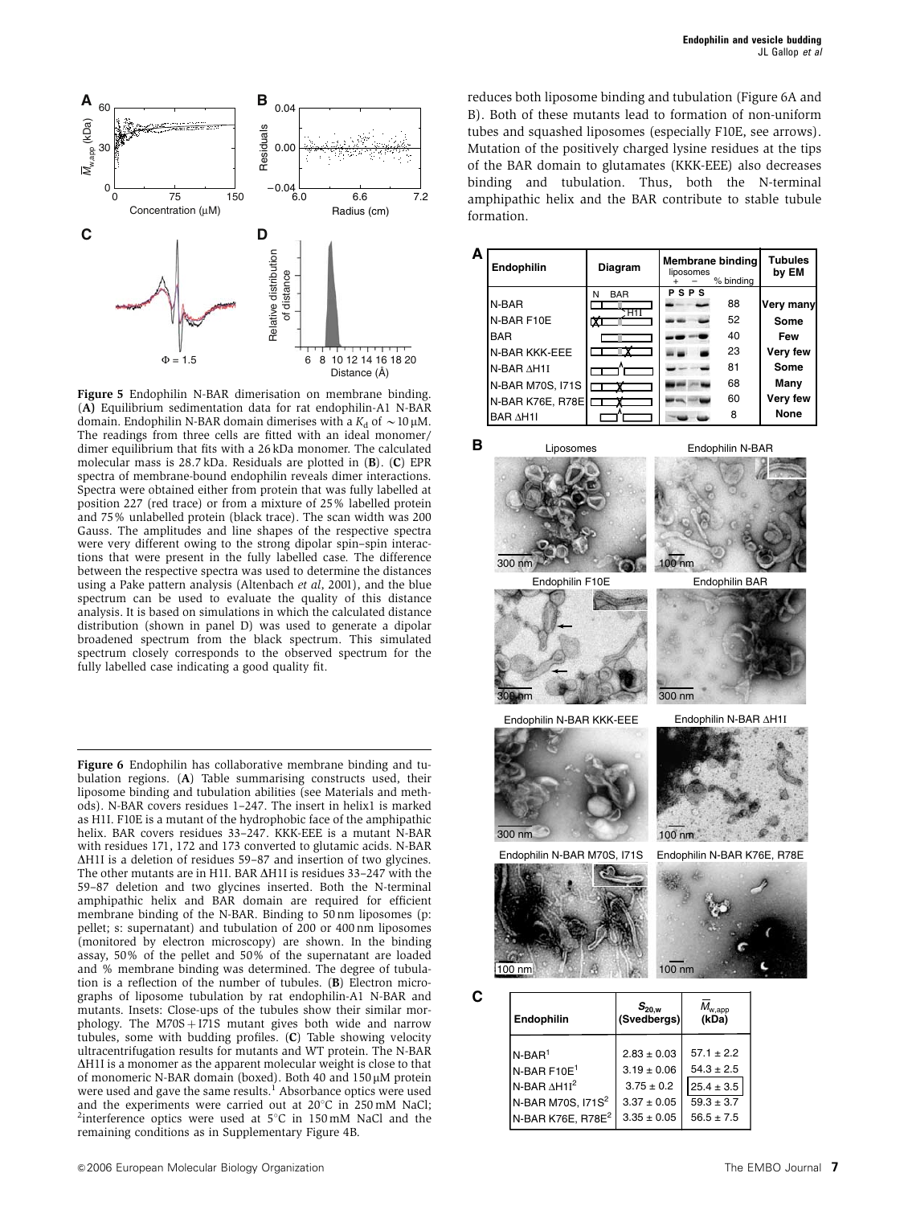**Figure 5** Endophilin N-BAR dimerisation on membrane binding. (**A**) Equilibrium sedimentation data for rat endophilin-A1 N-BAR domain. Endophilin N-BAR domain dimerises with a $K_d$ of $\sim 10\,\mu M$. The readings from three cells are fitted with an ideal monomer/dimer equilibrium that fits with a 26 kDa monomer. The calculated molecular mass is 28.7 kDa. Residuals are plotted in (**B**). (**C**) EPR spectra of membrane-bound endophilin reveals dimer interactions. Spectra were obtained either from protein that was fully labelled at position 227 (red trace) or from a mixture of 25% labelled protein and 75% unlabelled protein (black trace). The scan width was 200 Gauss. The amplitudes and line shapes of the respective spectra were very different owing to the strong dipolar spin–spin interactions that were present in the fully labelled case. The difference between the respective spectra was used to determine the distances using a Pake pattern analysis (Altenbach *et al*, 2001), and the blue spectrum can be used to evaluate the quality of this distance analysis. It is based on simulations in which the calculated distance distribution (shown in panel D) was used to generate a dipolar broadened spectrum from the black spectrum. This simulated spectrum closely corresponds to the observed spectrum for the fully labelled case indicating a good quality fit.

reduces both liposome binding and tubulation (Figure 6A and B). Both of these mutants lead to formation of non-uniform tubes and squashed liposomes (especially F10E, see arrows). Mutation of the positively charged lysine residues at the tips of the BAR domain to glutamates (KKK-EEE) also decreases binding and tubulation. Thus, both the N-terminal amphipathic helix and the BAR contribute to stable tubule formation.

| Endophilin | Membrane binding (% binding) | Tubules by EM |
|---|---|---|
| N-BAR | 88 | Very many |
| N-BAR F10E | 52 | Some |
| BAR | 40 | Few |
| N-BAR KKK-EEE | 23 | Very few |
| N-BAR ΔH1I | 81 | Some |
| N-BAR M70S, I71S | 68 | Many |
| N-BAR K76E, R78E | 60 | Very few |
| BAR ΔH1I | 8 | None |

| Endophilin | $S_{20,w}$ (Svedbergs) | $\overline{M}_{w,app}$ (kDa) |
|---|---|---|
| N-BAR[1] | 2.83 ± 0.03 | 57.1 ± 2.2 |
| N-BAR F10E[1] | 3.19 ± 0.06 | 54.3 ± 2.5 |
| N-BAR ΔH1I[2] | 3.75 ± 0.2 | 25.4 ± 3.5 |
| N-BAR M70S, I71S[2] | 3.37 ± 0.05 | 59.3 ± 3.7 |
| N-BAR K76E, R78E[2] | 3.35 ± 0.05 | 56.5 ± 7.5 |

**Figure 6** Endophilin has collaborative membrane binding and tubulation regions. (**A**) Table summarising constructs used, their liposome binding and tubulation abilities (see Materials and methods). N-BAR covers residues 1–247. The insert in helix1 is marked as H1I. F10E is a mutant of the hydrophobic face of the amphipathic helix. BAR covers residues 33–247. KKK-EEE is a mutant N-BAR with residues 171, 172 and 173 converted to glutamic acids. N-BAR ΔH1I is a deletion of residues 59–87 and insertion of two glycines. The other mutants are in H1I. BAR ΔH1I is residues 33–247 with the 59–87 deletion and two glycines inserted. Both the N-terminal amphipathic helix and BAR domain are required for efficient membrane binding of the N-BAR. Binding to 50 nm liposomes (p: pellet; s: supernatant) and tubulation of 200 or 400 nm liposomes (monitored by electron microscopy) are shown. In the binding assay, 50% of the pellet and 50% of the supernatant are loaded and % membrane binding was determined. The degree of tubulation is a reflection of the number of tubules. (**B**) Electron micrographs of liposome tubulation by rat endophilin-A1 N-BAR and mutants. Insets: Close-ups of the tubules show their similar morphology. The M70S + I71S mutant gives both wide and narrow tubules, some with budding profiles. (**C**) Table showing velocity ultracentrifugation results for mutants and WT protein. The N-BAR ΔH1I is a monomer as the apparent molecular weight is close to that of monomeric N-BAR domain (boxed). Both 40 and 150 μM protein were used and gave the same results.[1] Absorbance optics were used and the experiments were carried out at 20°C in 250 mM NaCl; [2]interference optics were used at 5°C in 150 mM NaCl and the remaining conditions as in Supplementary Figure 4B.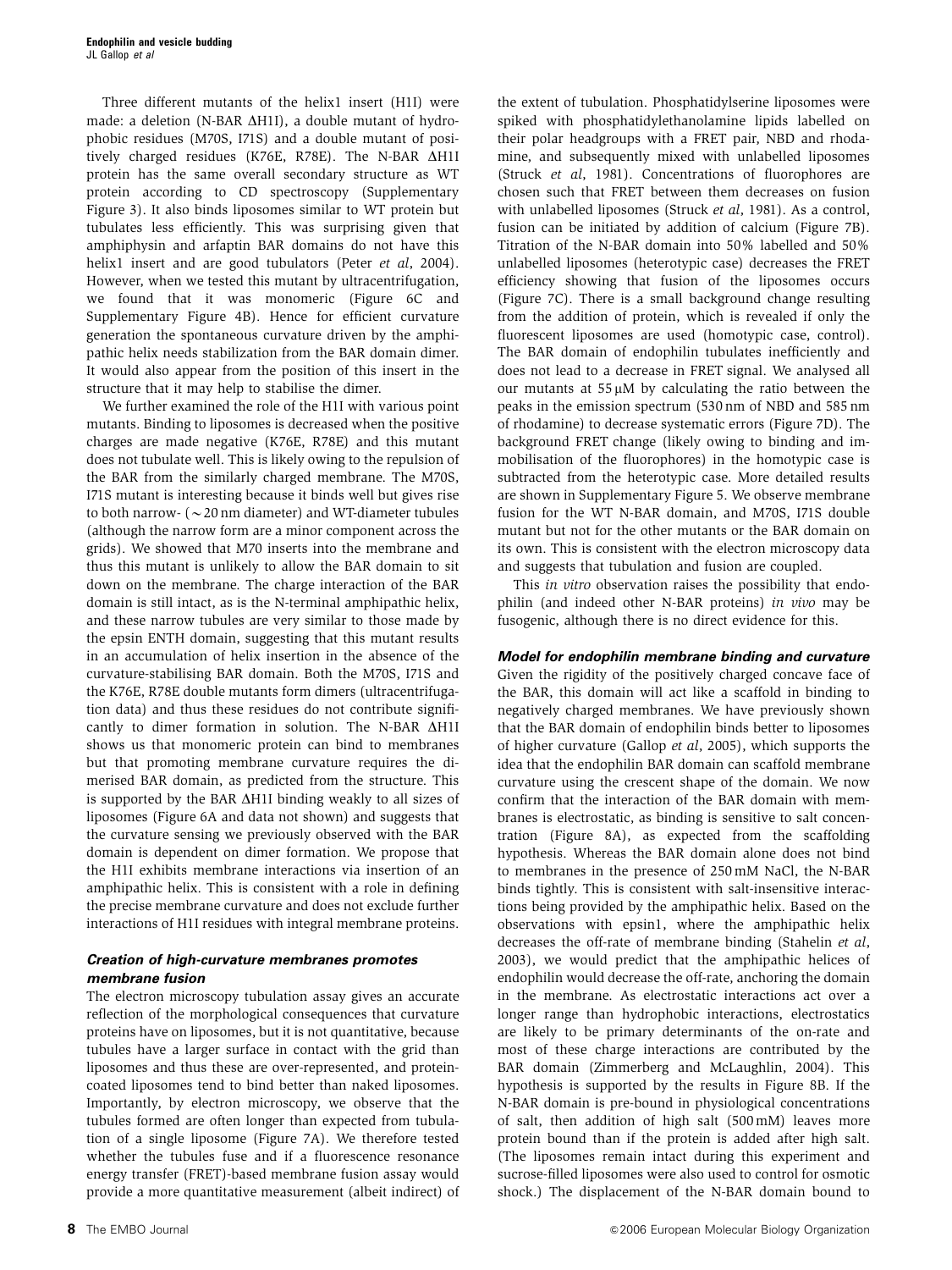Three different mutants of the helix1 insert (H1I) were made: a deletion (N-BAR ΔH1I), a double mutant of hydrophobic residues (M70S, I71S) and a double mutant of positively charged residues (K76E, R78E). The N-BAR ΔH1I protein has the same overall secondary structure as WT protein according to CD spectroscopy (Supplementary Figure 3). It also binds liposomes similar to WT protein but tubulates less efficiently. This was surprising given that amphiphysin and arfaptin BAR domains do not have this helix1 insert and are good tubulators (Peter *et al*, 2004). However, when we tested this mutant by ultracentrifugation, we found that it was monomeric (Figure 6C and Supplementary Figure 4B). Hence for efficient curvature generation the spontaneous curvature driven by the amphipathic helix needs stabilization from the BAR domain dimer. It would also appear from the position of this insert in the structure that it may help to stabilise the dimer.

We further examined the role of the H1I with various point mutants. Binding to liposomes is decreased when the positive charges are made negative (K76E, R78E) and this mutant does not tubulate well. This is likely owing to the repulsion of the BAR from the similarly charged membrane. The M70S, I71S mutant is interesting because it binds well but gives rise to both narrow- ($\sim$20 nm diameter) and WT-diameter tubules (although the narrow form are a minor component across the grids). We showed that M70 inserts into the membrane and thus this mutant is unlikely to allow the BAR domain to sit down on the membrane. The charge interaction of the BAR domain is still intact, as is the N-terminal amphipathic helix, and these narrow tubules are very similar to those made by the epsin ENTH domain, suggesting that this mutant results in an accumulation of helix insertion in the absence of the curvature-stabilising BAR domain. Both the M70S, I71S and the K76E, R78E double mutants form dimers (ultracentrifugation data) and thus these residues do not contribute significantly to dimer formation in solution. The N-BAR ΔH1I shows us that monomeric protein can bind to membranes but that promoting membrane curvature requires the dimerised BAR domain, as predicted from the structure. This is supported by the BAR ΔH1I binding weakly to all sizes of liposomes (Figure 6A and data not shown) and suggests that the curvature sensing we previously observed with the BAR domain is dependent on dimer formation. We propose that the H1I exhibits membrane interactions via insertion of an amphipathic helix. This is consistent with a role in defining the precise membrane curvature and does not exclude further interactions of H1I residues with integral membrane proteins.

### *Creation of high-curvature membranes promotes membrane fusion*

The electron microscopy tubulation assay gives an accurate reflection of the morphological consequences that curvature proteins have on liposomes, but it is not quantitative, because tubules have a larger surface in contact with the grid than liposomes and thus these are over-represented, and protein-coated liposomes tend to bind better than naked liposomes. Importantly, by electron microscopy, we observe that the tubules formed are often longer than expected from tubulation of a single liposome (Figure 7A). We therefore tested whether the tubules fuse and if a fluorescence resonance energy transfer (FRET)-based membrane fusion assay would provide a more quantitative measurement (albeit indirect) of the extent of tubulation. Phosphatidylserine liposomes were spiked with phosphatidylethanolamine lipids labelled on their polar headgroups with a FRET pair, NBD and rhodamine, and subsequently mixed with unlabelled liposomes (Struck *et al*, 1981). Concentrations of fluorophores are chosen such that FRET between them decreases on fusion with unlabelled liposomes (Struck *et al*, 1981). As a control, fusion can be initiated by addition of calcium (Figure 7B). Titration of the N-BAR domain into 50% labelled and 50% unlabelled liposomes (heterotypic case) decreases the FRET efficiency showing that fusion of the liposomes occurs (Figure 7C). There is a small background change resulting from the addition of protein, which is revealed if only the fluorescent liposomes are used (homotypic case, control). The BAR domain of endophilin tubulates inefficiently and does not lead to a decrease in FRET signal. We analysed all our mutants at 55 μM by calculating the ratio between the peaks in the emission spectrum (530 nm of NBD and 585 nm of rhodamine) to decrease systematic errors (Figure 7D). The background FRET change (likely owing to binding and immobilisation of the fluorophores) in the homotypic case is subtracted from the heterotypic case. More detailed results are shown in Supplementary Figure 5. We observe membrane fusion for the WT N-BAR domain, and M70S, I71S double mutant but not for the other mutants or the BAR domain on its own. This is consistent with the electron microscopy data and suggests that tubulation and fusion are coupled.

This *in vitro* observation raises the possibility that endophilin (and indeed other N-BAR proteins) *in vivo* may be fusogenic, although there is no direct evidence for this.

### *Model for endophilin membrane binding and curvature*

Given the rigidity of the positively charged concave face of the BAR, this domain will act like a scaffold in binding to negatively charged membranes. We have previously shown that the BAR domain of endophilin binds better to liposomes of higher curvature (Gallop *et al*, 2005), which supports the idea that the endophilin BAR domain can scaffold membrane curvature using the crescent shape of the domain. We now confirm that the interaction of the BAR domain with membranes is electrostatic, as binding is sensitive to salt concentration (Figure 8A), as expected from the scaffolding hypothesis. Whereas the BAR domain alone does not bind to membranes in the presence of 250 mM NaCl, the N-BAR binds tightly. This is consistent with salt-insensitive interactions being provided by the amphipathic helix. Based on the observations with epsin1, where the amphipathic helix decreases the off-rate of membrane binding (Stahelin *et al*, 2003), we would predict that the amphipathic helices of endophilin would decrease the off-rate, anchoring the domain in the membrane. As electrostatic interactions act over a longer range than hydrophobic interactions, electrostatics are likely to be primary determinants of the on-rate and most of these charge interactions are contributed by the BAR domain (Zimmerberg and McLaughlin, 2004). This hypothesis is supported by the results in Figure 8B. If the N-BAR domain is pre-bound in physiological concentrations of salt, then addition of high salt (500 mM) leaves more protein bound than if the protein is added after high salt. (The liposomes remain intact during this experiment and sucrose-filled liposomes were also used to control for osmotic shock.) The displacement of the N-BAR domain bound to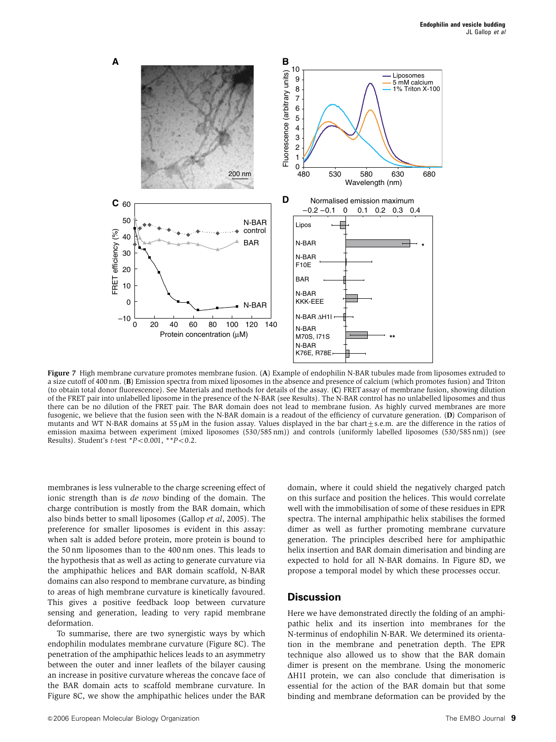**Figure 7** High membrane curvature promotes membrane fusion. (**A**) Example of endophilin N-BAR tubules made from liposomes extruded to a size cutoff of 400 nm. (**B**) Emission spectra from mixed liposomes in the absence and presence of calcium (which promotes fusion) and Triton (to obtain total donor fluorescence). See Materials and methods for details of the assay. (**C**) FRET assay of membrane fusion, showing dilution of the FRET pair into unlabelled liposome in the presence of the N-BAR (see Results). The N-BAR control has no unlabelled liposomes and thus there can be no dilution of the FRET pair. The BAR domain does not lead to membrane fusion. As highly curved membranes are more fusogenic, we believe that the fusion seen with the N-BAR domain is a readout of the efficiency of curvature generation. (**D**) Comparison of mutants and WT N-BAR domains at 55 μM in the fusion assay. Values displayed in the bar chart ± s.e.m. are the difference in the ratios of emission maxima between experiment (mixed liposomes (530/585 nm)) and controls (uniformly labelled liposomes (530/585 nm)) (see Results). Student's *t*-test $^{*}P<0.001$, $^{**}P<0.2$.

membranes is less vulnerable to the charge screening effect of ionic strength than is *de novo* binding of the domain. The charge contribution is mostly from the BAR domain, which also binds better to small liposomes (Gallop *et al*, 2005). The preference for smaller liposomes is evident in this assay: when salt is added before protein, more protein is bound to the 50 nm liposomes than to the 400 nm ones. This leads to the hypothesis that as well as acting to generate curvature via the amphipathic helices and BAR domain scaffold, N-BAR domains can also respond to membrane curvature, as binding to areas of high membrane curvature is kinetically favoured. This gives a positive feedback loop between curvature sensing and generation, leading to very rapid membrane deformation.

To summarise, there are two synergistic ways by which endophilin modulates membrane curvature (Figure 8C). The penetration of the amphipathic helices leads to an asymmetry between the outer and inner leaflets of the bilayer causing an increase in positive curvature whereas the concave face of the BAR domain acts to scaffold membrane curvature. In Figure 8C, we show the amphipathic helices under the BAR domain, where it could shield the negatively charged patch on this surface and position the helices. This would correlate well with the immobilisation of some of these residues in EPR spectra. The internal amphipathic helix stabilises the formed dimer as well as further promoting membrane curvature generation. The principles described here for amphipathic helix insertion and BAR domain dimerisation and binding are expected to hold for all N-BAR domains. In Figure 8D, we propose a temporal model by which these processes occur.

## Discussion

Here we have demonstrated directly the folding of an amphipathic helix and its insertion into membranes for the N-terminus of endophilin N-BAR. We determined its orientation in the membrane and penetration depth. The EPR technique also allowed us to show that the BAR domain dimer is present on the membrane. Using the monomeric ΔH1I protein, we can also conclude that dimerisation is essential for the action of the BAR domain but that some binding and membrane deformation can be provided by the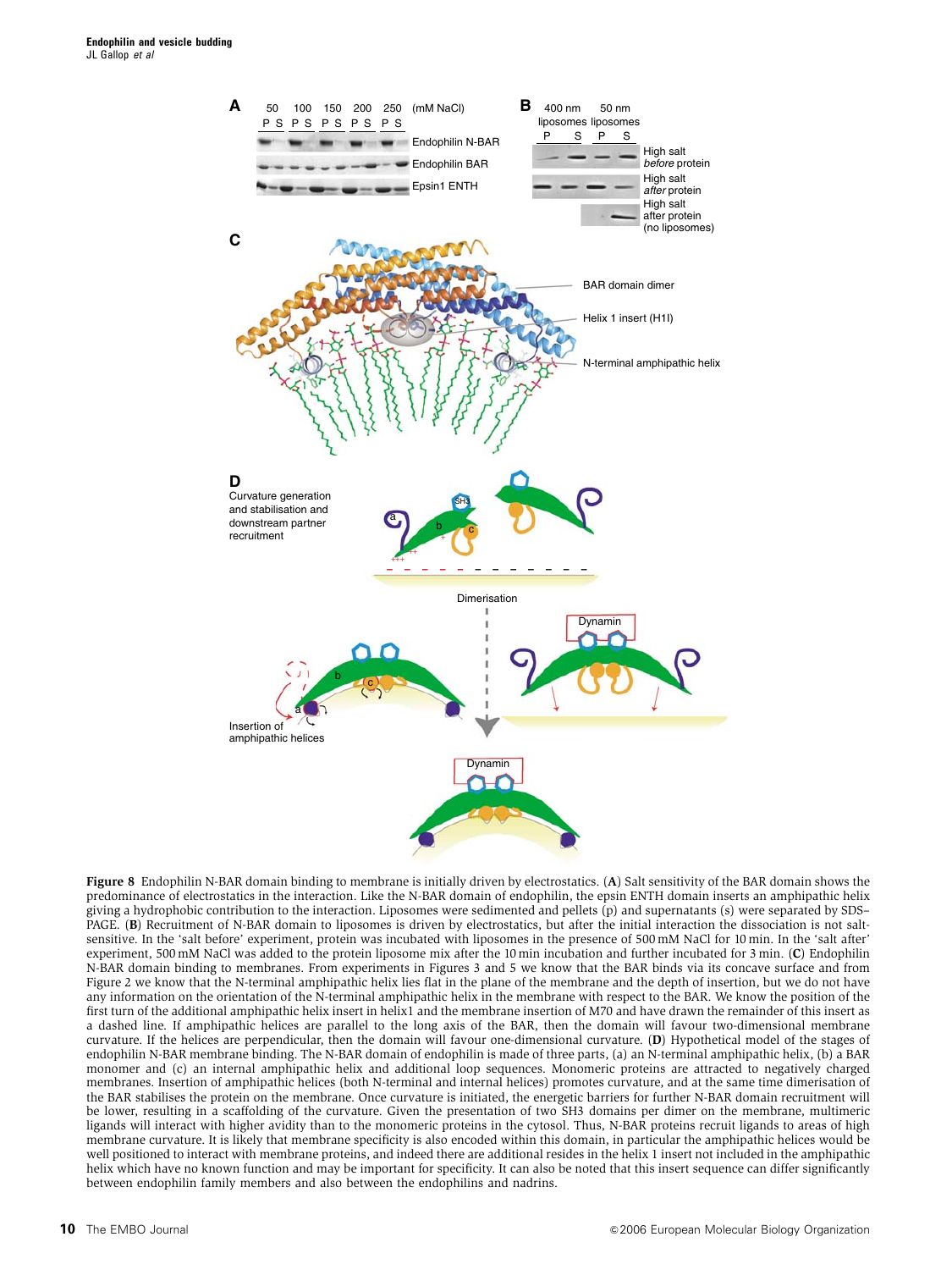**Figure 8** Endophilin N-BAR domain binding to membrane is initially driven by electrostatics. (**A**) Salt sensitivity of the BAR domain shows the predominance of electrostatics in the interaction. Like the N-BAR domain of endophilin, the epsin ENTH domain inserts an amphipathic helix giving a hydrophobic contribution to the interaction. Liposomes were sedimented and pellets (p) and supernatants (s) were separated by SDS–PAGE. (**B**) Recruitment of N-BAR domain to liposomes is driven by electrostatics, but after the initial interaction the dissociation is not salt-sensitive. In the 'salt before' experiment, protein was incubated with liposomes in the presence of 500 mM NaCl for 10 min. In the 'salt after' experiment, 500 mM NaCl was added to the protein liposome mix after the 10 min incubation and further incubated for 3 min. (**C**) Endophilin N-BAR domain binding to membranes. From experiments in Figures 3 and 5 we know that the BAR binds via its concave surface and from Figure 2 we know that the N-terminal amphipathic helix lies flat in the plane of the membrane and the depth of insertion, but we do not have any information on the orientation of the N-terminal amphipathic helix in the membrane with respect to the BAR. We know the position of the first turn of the additional amphipathic helix insert in helix1 and the membrane insertion of M70 and have drawn the remainder of this insert as a dashed line. If amphipathic helices are parallel to the long axis of the BAR, then the domain will favour two-dimensional membrane curvature. If the helices are perpendicular, then the domain will favour one-dimensional curvature. (**D**) Hypothetical model of the stages of endophilin N-BAR membrane binding. The N-BAR domain of endophilin is made of three parts, (a) an N-terminal amphipathic helix, (b) a BAR monomer and (c) an internal amphipathic helix and additional loop sequences. Monomeric proteins are attracted to negatively charged membranes. Insertion of amphipathic helices (both N-terminal and internal helices) promotes curvature, and at the same time dimerisation of the BAR stabilises the protein on the membrane. Once curvature is initiated, the energetic barriers for further N-BAR domain recruitment will be lower, resulting in a scaffolding of the curvature. Given the presentation of two SH3 domains per dimer on the membrane, multimeric ligands will interact with higher avidity than to the monomeric proteins in the cytosol. Thus, N-BAR proteins recruit ligands to areas of high membrane curvature. It is likely that membrane specificity is also encoded within this domain, in particular the amphipathic helices would be well positioned to interact with membrane proteins, and indeed there are additional resides in the helix 1 insert not included in the amphipathic helix which have no known function and may be important for specificity. It can also be noted that this insert sequence can differ significantly between endophilin family members and also between the endophilins and nadrins.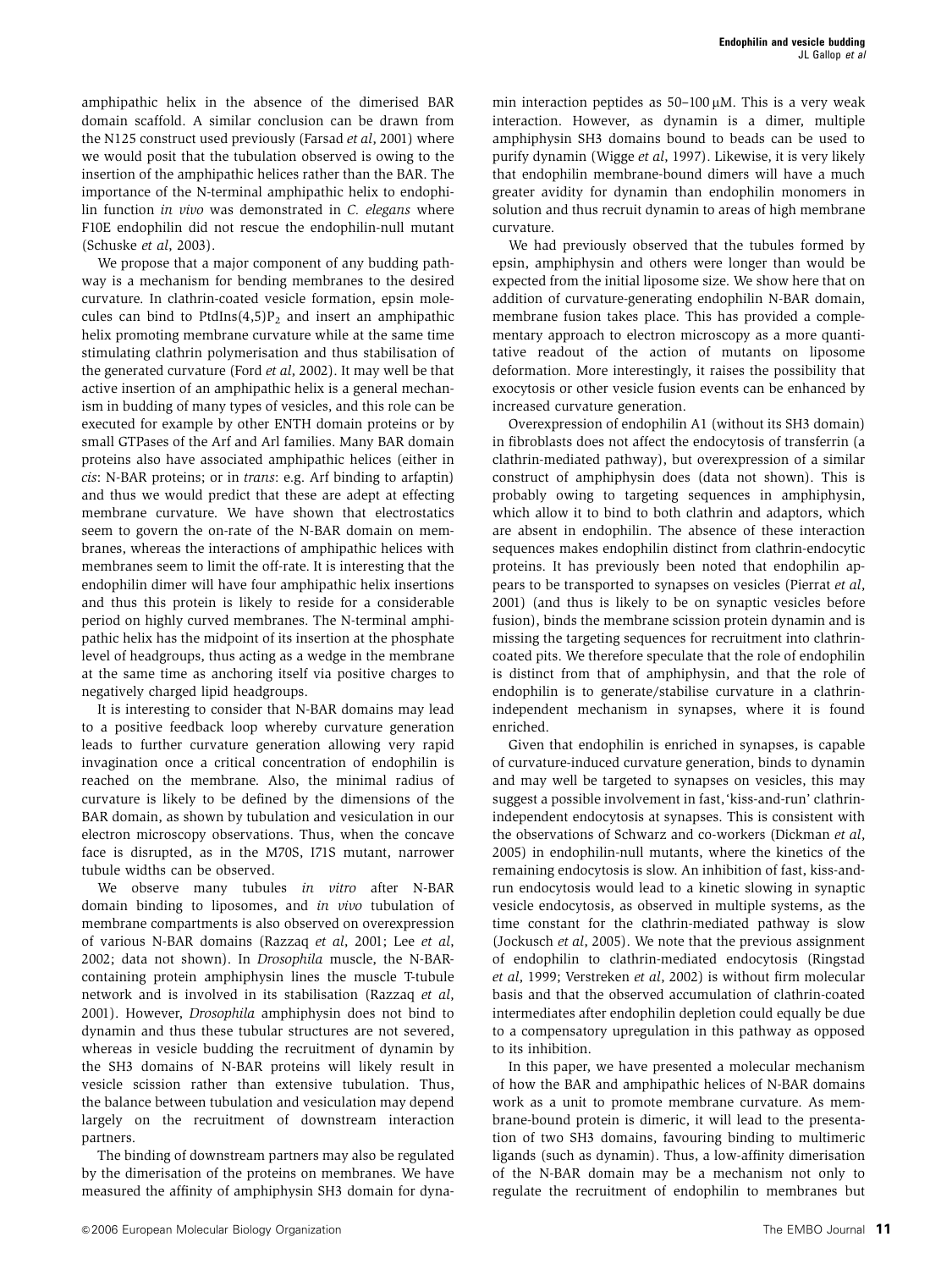amphipathic helix in the absence of the dimerised BAR domain scaffold. A similar conclusion can be drawn from the N125 construct used previously (Farsad *et al*, 2001) where we would posit that the tubulation observed is owing to the insertion of the amphipathic helices rather than the BAR. The importance of the N-terminal amphipathic helix to endophilin function *in vivo* was demonstrated in *C. elegans* where F10E endophilin did not rescue the endophilin-null mutant (Schuske *et al*, 2003).

We propose that a major component of any budding pathway is a mechanism for bending membranes to the desired curvature. In clathrin-coated vesicle formation, epsin molecules can bind to PtdIns(4,5)$P_2$ and insert an amphipathic helix promoting membrane curvature while at the same time stimulating clathrin polymerisation and thus stabilisation of the generated curvature (Ford *et al*, 2002). It may well be that active insertion of an amphipathic helix is a general mechanism in budding of many types of vesicles, and this role can be executed for example by other ENTH domain proteins or by small GTPases of the Arf and Arl families. Many BAR domain proteins also have associated amphipathic helices (either in *cis*: N-BAR proteins; or in *trans*: e.g. Arf binding to arfaptin) and thus we would predict that these are adept at effecting membrane curvature. We have shown that electrostatics seem to govern the on-rate of the N-BAR domain on membranes, whereas the interactions of amphipathic helices with membranes seem to limit the off-rate. It is interesting that the endophilin dimer will have four amphipathic helix insertions and thus this protein is likely to reside for a considerable period on highly curved membranes. The N-terminal amphipathic helix has the midpoint of its insertion at the phosphate level of headgroups, thus acting as a wedge in the membrane at the same time as anchoring itself via positive charges to negatively charged lipid headgroups.

It is interesting to consider that N-BAR domains may lead to a positive feedback loop whereby curvature generation leads to further curvature generation allowing very rapid invagination once a critical concentration of endophilin is reached on the membrane. Also, the minimal radius of curvature is likely to be defined by the dimensions of the BAR domain, as shown by tubulation and vesiculation in our electron microscopy observations. Thus, when the concave face is disrupted, as in the M70S, I71S mutant, narrower tubule widths can be observed.

We observe many tubules *in vitro* after N-BAR domain binding to liposomes, and *in vivo* tubulation of membrane compartments is also observed on overexpression of various N-BAR domains (Razzaq *et al*, 2001; Lee *et al*, 2002; data not shown). In *Drosophila* muscle, the N-BAR-containing protein amphiphysin lines the muscle T-tubule network and is involved in its stabilisation (Razzaq *et al*, 2001). However, *Drosophila* amphiphysin does not bind to dynamin and thus these tubular structures are not severed, whereas in vesicle budding the recruitment of dynamin by the SH3 domains of N-BAR proteins will likely result in vesicle scission rather than extensive tubulation. Thus, the balance between tubulation and vesiculation may depend largely on the recruitment of downstream interaction partners.

The binding of downstream partners may also be regulated by the dimerisation of the proteins on membranes. We have measured the affinity of amphiphysin SH3 domain for dynamin interaction peptides as 50–100 μM. This is a very weak interaction. However, as dynamin is a dimer, multiple amphiphysin SH3 domains bound to beads can be used to purify dynamin (Wigge *et al*, 1997). Likewise, it is very likely that endophilin membrane-bound dimers will have a much greater avidity for dynamin than endophilin monomers in solution and thus recruit dynamin to areas of high membrane curvature.

We had previously observed that the tubules formed by epsin, amphiphysin and others were longer than would be expected from the initial liposome size. We show here that on addition of curvature-generating endophilin N-BAR domain, membrane fusion takes place. This has provided a complementary approach to electron microscopy as a more quantitative readout of the action of mutants on liposome deformation. More interestingly, it raises the possibility that exocytosis or other vesicle fusion events can be enhanced by increased curvature generation.

Overexpression of endophilin A1 (without its SH3 domain) in fibroblasts does not affect the endocytosis of transferrin (a clathrin-mediated pathway), but overexpression of a similar construct of amphiphysin does (data not shown). This is probably owing to targeting sequences in amphiphysin, which allow it to bind to both clathrin and adaptors, which are absent in endophilin. The absence of these interaction sequences makes endophilin distinct from clathrin-endocytic proteins. It has previously been noted that endophilin appears to be transported to synapses on vesicles (Pierrat *et al*, 2001) (and thus is likely to be on synaptic vesicles before fusion), binds the membrane scission protein dynamin and is missing the targeting sequences for recruitment into clathrin-coated pits. We therefore speculate that the role of endophilin is distinct from that of amphiphysin, and that the role of endophilin is to generate/stabilise curvature in a clathrin-independent mechanism in synapses, where it is found enriched.

Given that endophilin is enriched in synapses, is capable of curvature-induced curvature generation, binds to dynamin and may well be targeted to synapses on vesicles, this may suggest a possible involvement in fast, 'kiss-and-run' clathrin-independent endocytosis at synapses. This is consistent with the observations of Schwarz and co-workers (Dickman *et al*, 2005) in endophilin-null mutants, where the kinetics of the remaining endocytosis is slow. An inhibition of fast, kiss-and-run endocytosis would lead to a kinetic slowing in synaptic vesicle endocytosis, as observed in multiple systems, as the time constant for the clathrin-mediated pathway is slow (Jockusch *et al*, 2005). We note that the previous assignment of endophilin to clathrin-mediated endocytosis (Ringstad *et al*, 1999; Verstreken *et al*, 2002) is without firm molecular basis and that the observed accumulation of clathrin-coated intermediates after endophilin depletion could equally be due to a compensatory upregulation in this pathway as opposed to its inhibition.

In this paper, we have presented a molecular mechanism of how the BAR and amphipathic helices of N-BAR domains work as a unit to promote membrane curvature. As membrane-bound protein is dimeric, it will lead to the presentation of two SH3 domains, favouring binding to multimeric ligands (such as dynamin). Thus, a low-affinity dimerisation of the N-BAR domain may be a mechanism not only to regulate the recruitment of endophilin to membranes but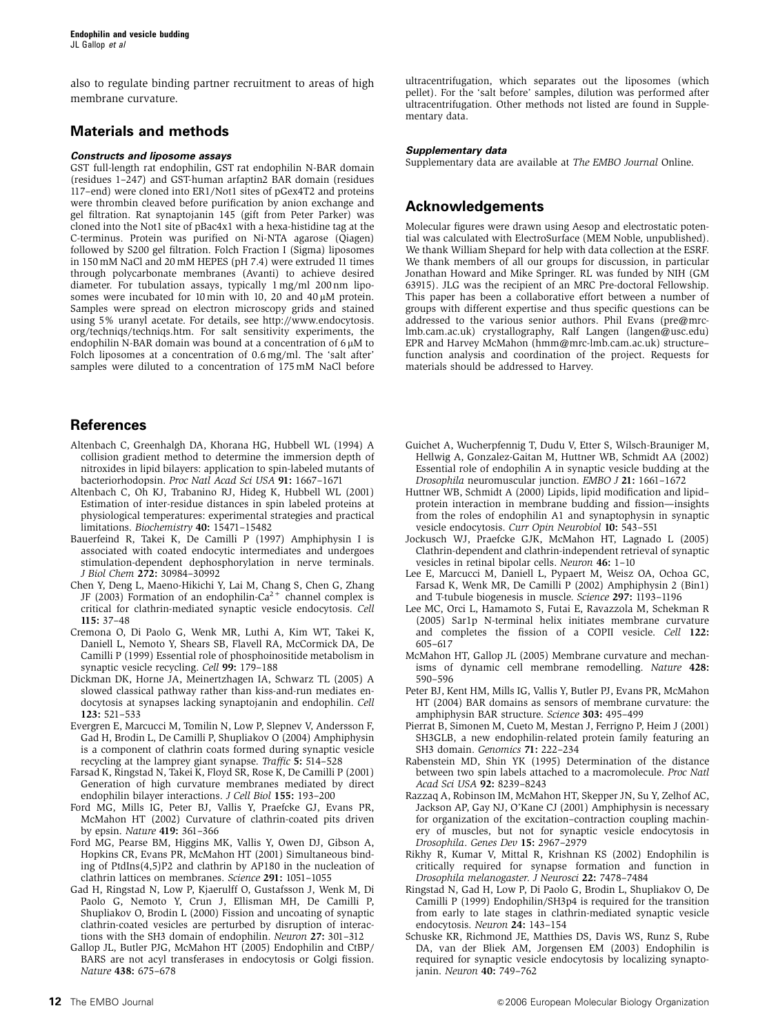also to regulate binding partner recruitment to areas of high membrane curvature.

## Materials and methods

### Constructs and liposome assays

GST full-length rat endophilin, GST rat endophilin N-BAR domain (residues 1–247) and GST-human arfaptin2 BAR domain (residues 117–end) were cloned into ER1/Not1 sites of pGex4T2 and proteins were thrombin cleaved before purification by anion exchange and gel filtration. Rat synaptojanin 145 (gift from Peter Parker) was cloned into the Not1 site of pBac4x1 with a hexa-histidine tag at the C-terminus. Protein was purified on Ni-NTA agarose (Qiagen) followed by S200 gel filtration. Folch Fraction I (Sigma) liposomes in 150 mM NaCl and 20 mM HEPES (pH 7.4) were extruded 11 times through polycarbonate membranes (Avanti) to achieve desired diameter. For tubulation assays, typically 1 mg/ml 200 nm liposomes were incubated for 10 min with 10, 20 and 40 μM protein. Samples were spread on electron microscopy grids and stained using 5% uranyl acetate. For details, see http://www.endocytosis.org/techniqs/techniqs.htm. For salt sensitivity experiments, the endophilin N-BAR domain was bound at a concentration of 6 μM to Folch liposomes at a concentration of 0.6 mg/ml. The 'salt after' samples were diluted to a concentration of 175 mM NaCl before ultracentrifugation, which separates out the liposomes (which pellet). For the 'salt before' samples, dilution was performed after ultracentrifugation. Other methods not listed are found in Supplementary data.

### Supplementary data

Supplementary data are available at *The EMBO Journal* Online.

## Acknowledgements

Molecular figures were drawn using Aesop and electrostatic potential was calculated with ElectroSurface (MEM Noble, unpublished). We thank William Shepard for help with data collection at the ESRF. We thank members of all our groups for discussion, in particular Jonathan Howard and Mike Springer. RL was funded by NIH (GM 63915). JLG was the recipient of an MRC Pre-doctoral Fellowship. This paper has been a collaborative effort between a number of groups with different expertise and thus specific questions can be addressed to the various senior authors. Phil Evans (pre@mrc-lmb.cam.ac.uk) crystallography, Ralf Langen (langen@usc.edu) EPR and Harvey McMahon (hmm@mrc-lmb.cam.ac.uk) structure–function analysis and coordination of the project. Requests for materials should be addressed to Harvey.

## References

Altenbach C, Greenhalgh DA, Khorana HG, Hubbell WL (1994) A collision gradient method to determine the immersion depth of nitroxides in lipid bilayers: application to spin-labeled mutants of bacteriorhodopsin. *Proc Natl Acad Sci USA* **91:** 1667–1671

Altenbach C, Oh KJ, Trabanino RJ, Hideg K, Hubbell WL (2001) Estimation of inter-residue distances in spin labeled proteins at physiological temperatures: experimental strategies and practical limitations. *Biochemistry* **40:** 15471–15482

Bauerfeind R, Takei K, De Camilli P (1997) Amphiphysin I is associated with coated endocytic intermediates and undergoes stimulation-dependent dephosphorylation in nerve terminals. *J Biol Chem* **272:** 30984–30992

Chen Y, Deng L, Maeno-Hikichi Y, Lai M, Chang S, Chen G, Zhang JF (2003) Formation of an endophilin-$Ca^{2+}$ channel complex is critical for clathrin-mediated synaptic vesicle endocytosis. *Cell* **115:** 37–48

Cremona O, Di Paolo G, Wenk MR, Luthi A, Kim WT, Takei K, Daniell L, Nemoto Y, Shears SB, Flavell RA, McCormick DA, De Camilli P (1999) Essential role of phosphoinositide metabolism in synaptic vesicle recycling. *Cell* **99:** 179–188

Dickman DK, Horne JA, Meinertzhagen IA, Schwarz TL (2005) A slowed classical pathway rather than kiss-and-run mediates endocytosis at synapses lacking synaptojanin and endophilin. *Cell* **123:** 521–533

Evergren E, Marcucci M, Tomilin N, Low P, Slepnev V, Andersson F, Gad H, Brodin L, De Camilli P, Shupliakov O (2004) Amphiphysin is a component of clathrin coats formed during synaptic vesicle recycling at the lamprey giant synapse. *Traffic* **5:** 514–528

Farsad K, Ringstad N, Takei K, Floyd SR, Rose K, De Camilli P (2001) Generation of high curvature membranes mediated by direct endophilin bilayer interactions. *J Cell Biol* **155:** 193–200

Ford MG, Mills IG, Peter BJ, Vallis Y, Praefcke GJ, Evans PR, McMahon HT (2002) Curvature of clathrin-coated pits driven by epsin. *Nature* **419:** 361–366

Ford MG, Pearse BM, Higgins MK, Vallis Y, Owen DJ, Gibson A, Hopkins CR, Evans PR, McMahon HT (2001) Simultaneous binding of PtdIns(4,5)P2 and clathrin by AP180 in the nucleation of clathrin lattices on membranes. *Science* **291:** 1051–1055

Gad H, Ringstad N, Low P, Kjaerulff O, Gustafsson J, Wenk M, Di Paolo G, Nemoto Y, Crun J, Ellisman MH, De Camilli P, Shupliakov O, Brodin L (2000) Fission and uncoating of synaptic clathrin-coated vesicles are perturbed by disruption of interactions with the SH3 domain of endophilin. *Neuron* **27:** 301–312

Gallop JL, Butler PJG, McMahon HT (2005) Endophilin and CtBP/BARS are not acyl transferases in endocytosis or Golgi fission. *Nature* **438:** 675–678

Guichet A, Wucherpfennig T, Dudu V, Etter S, Wilsch-Brauniger M, Hellwig A, Gonzalez-Gaitan M, Huttner WB, Schmidt AA (2002) Essential role of endophilin A in synaptic vesicle budding at the *Drosophila* neuromuscular junction. *EMBO J* **21:** 1661–1672

Huttner WB, Schmidt A (2000) Lipids, lipid modification and lipid–protein interaction in membrane budding and fission—insights from the roles of endophilin A1 and synaptophysin in synaptic vesicle endocytosis. *Curr Opin Neurobiol* **10:** 543–551

Jockusch WJ, Praefcke GJK, McMahon HT, Lagnado L (2005) Clathrin-dependent and clathrin-independent retrieval of synaptic vesicles in retinal bipolar cells. *Neuron* **46:** 1–10

Lee E, Marcucci M, Daniell L, Pypaert M, Weisz OA, Ochoa GC, Farsad K, Wenk MR, De Camilli P (2002) Amphiphysin 2 (Bin1) and T-tubule biogenesis in muscle. *Science* **297:** 1193–1196

Lee MC, Orci L, Hamamoto S, Futai E, Ravazzola M, Schekman R (2005) Sar1p N-terminal helix initiates membrane curvature and completes the fission of a COPII vesicle. *Cell* **122:** 605–617

McMahon HT, Gallop JL (2005) Membrane curvature and mechanisms of dynamic cell membrane remodelling. *Nature* **428:** 590–596

Peter BJ, Kent HM, Mills IG, Vallis Y, Butler PJ, Evans PR, McMahon HT (2004) BAR domains as sensors of membrane curvature: the amphiphysin BAR structure. *Science* **303:** 495–499

Pierrat B, Simonen M, Cueto M, Mestan J, Ferrigno P, Heim J (2001) SH3GLB, a new endophilin-related protein family featuring an SH3 domain. *Genomics* **71:** 222–234

Rabenstein MD, Shin YK (1995) Determination of the distance between two spin labels attached to a macromolecule. *Proc Natl Acad Sci USA* **92:** 8239–8243

Razzaq A, Robinson IM, McMahon HT, Skepper JN, Su Y, Zelhof AC, Jackson AP, Gay NJ, O'Kane CJ (2001) Amphiphysin is necessary for organization of the excitation–contraction coupling machinery of muscles, but not for synaptic vesicle endocytosis in *Drosophila*. *Genes Dev* **15:** 2967–2979

Rikhy R, Kumar V, Mittal R, Krishnan KS (2002) Endophilin is critically required for synapse formation and function in *Drosophila melanogaster*. *J Neurosci* **22:** 7478–7484

Ringstad N, Gad H, Low P, Di Paolo G, Brodin L, Shupliakov O, De Camilli P (1999) Endophilin/SH3p4 is required for the transition from early to late stages in clathrin-mediated synaptic vesicle endocytosis. *Neuron* **24:** 143–154

Schuske KR, Richmond JE, Matthies DS, Davis WS, Runz S, Rube DA, van der Bliek AM, Jorgensen EM (2003) Endophilin is required for synaptic vesicle endocytosis by localizing synaptojanin. *Neuron* **40:** 749–762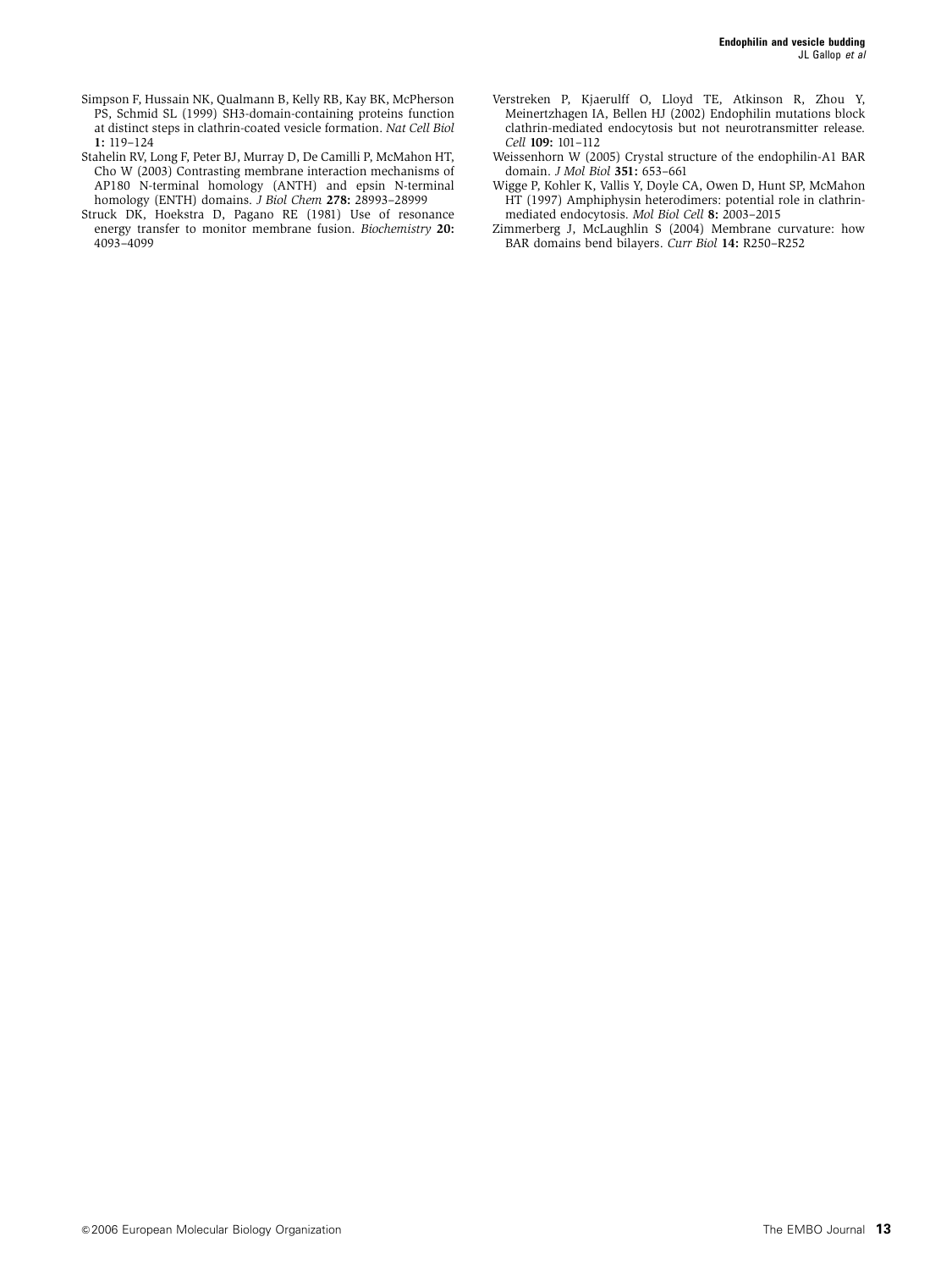Simpson F, Hussain NK, Qualmann B, Kelly RB, Kay BK, McPherson PS, Schmid SL (1999) SH3-domain-containing proteins function at distinct steps in clathrin-coated vesicle formation. *Nat Cell Biol* **1:** 119–124

Stahelin RV, Long F, Peter BJ, Murray D, De Camilli P, McMahon HT, Cho W (2003) Contrasting membrane interaction mechanisms of AP180 N-terminal homology (ANTH) and epsin N-terminal homology (ENTH) domains. *J Biol Chem* **278:** 28993–28999

Struck DK, Hoekstra D, Pagano RE (1981) Use of resonance energy transfer to monitor membrane fusion. *Biochemistry* **20:** 4093–4099

Verstreken P, Kjaerulff O, Lloyd TE, Atkinson R, Zhou Y, Meinertzhagen IA, Bellen HJ (2002) Endophilin mutations block clathrin-mediated endocytosis but not neurotransmitter release. *Cell* **109:** 101–112

Weissenhorn W (2005) Crystal structure of the endophilin-A1 BAR domain. *J Mol Biol* **351:** 653–661

Wigge P, Kohler K, Vallis Y, Doyle CA, Owen D, Hunt SP, McMahon HT (1997) Amphiphysin heterodimers: potential role in clathrin-mediated endocytosis. *Mol Biol Cell* **8:** 2003–2015

Zimmerberg J, McLaughlin S (2004) Membrane curvature: how BAR domains bend bilayers. *Curr Biol* **14:** R250–R252